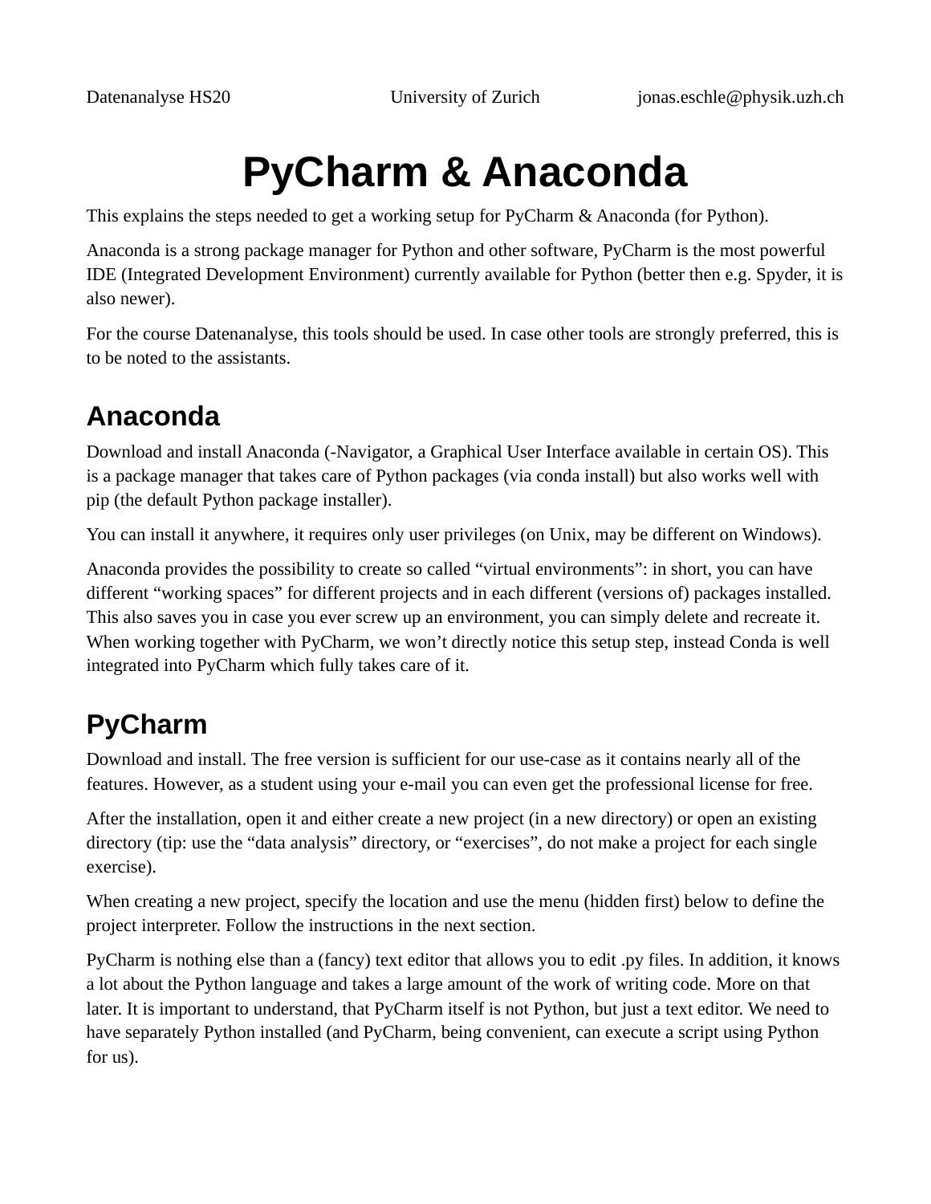Datenanalyse HS20 University of Zurich jonas.eschle@physik.uzh.ch

# PyCharm & Anaconda

This explains the steps needed to get a working setup for PyCharm & Anaconda (for Python).

Anaconda is a strong package manager for Python and other software, PyCharm is the most powerful IDE (Integrated Development Environment) currently available for Python (better then e.g. Spyder, it is also newer).

For the course Datenanalyse, this tools should be used. In case other tools are strongly preferred, this is to be noted to the assistants.

## Anaconda

Download and install Anaconda (-Navigator, a Graphical User Interface available in certain OS). This is a package manager that takes care of Python packages (via conda install) but also works well with pip (the default Python package installer).

You can install it anywhere, it requires only user privileges (on Unix, may be different on Windows).

Anaconda provides the possibility to create so called "virtual environments": in short, you can have different "working spaces" for different projects and in each different (versions of) packages installed. This also saves you in case you ever screw up an environment, you can simply delete and recreate it. When working together with PyCharm, we won't directly notice this setup step, instead Conda is well integrated into PyCharm which fully takes care of it.

## PyCharm

Download and install. The free version is sufficient for our use-case as it contains nearly all of the features. However, as a student using your e-mail you can even get the professional license for free.

After the installation, open it and either create a new project (in a new directory) or open an existing directory (tip: use the "data analysis" directory, or "exercises", do not make a project for each single exercise).

When creating a new project, specify the location and use the menu (hidden first) below to define the project interpreter. Follow the instructions in the next section.

PyCharm is nothing else than a (fancy) text editor that allows you to edit .py files. In addition, it knows a lot about the Python language and takes a large amount of the work of writing code. More on that later. It is important to understand, that PyCharm itself is not Python, but just a text editor. We need to have separately Python installed (and PyCharm, being convenient, can execute a script using Python for us).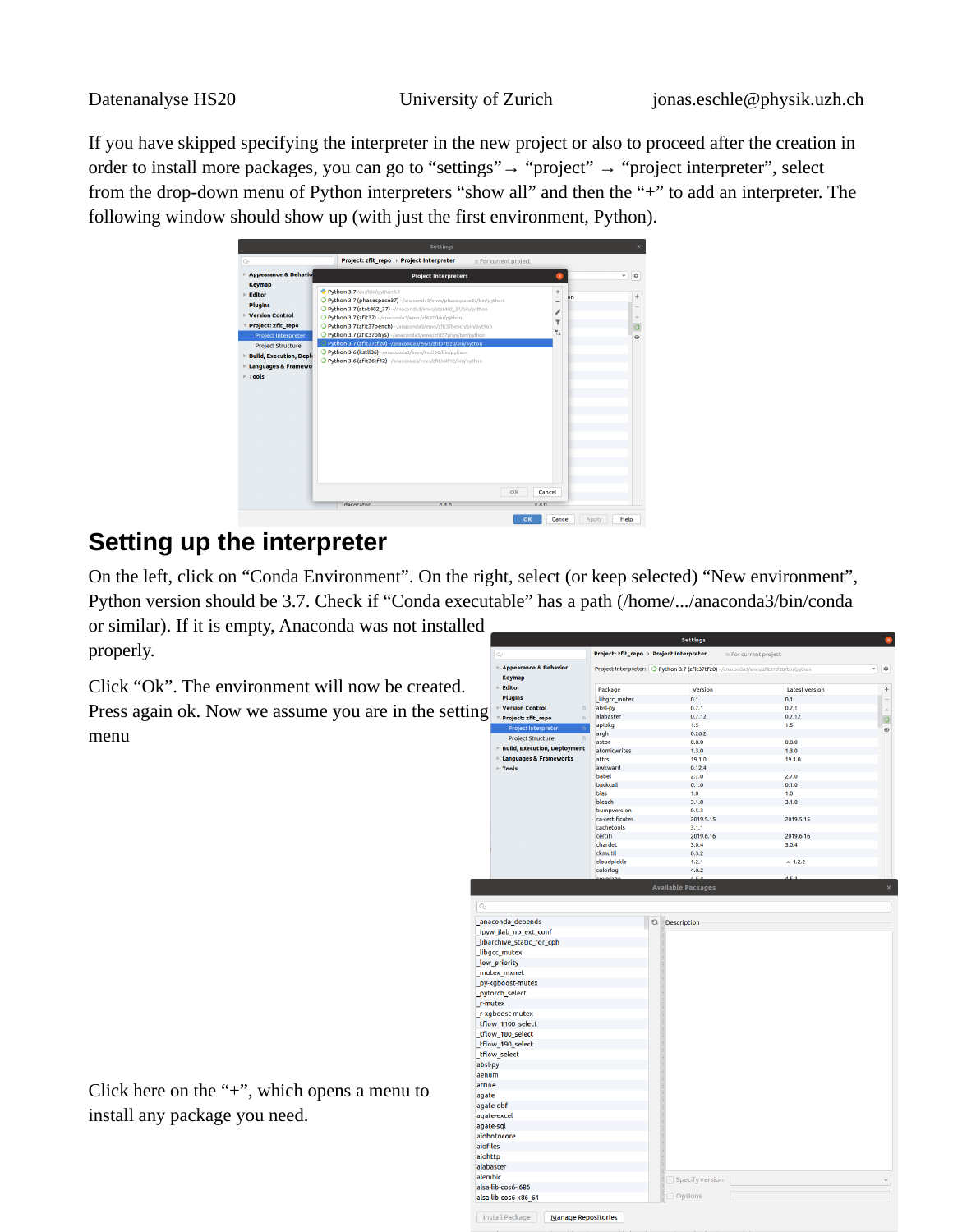If you have skipped specifying the interpreter in the new project or also to proceed after the creation in order to install more packages, you can go to "settings" → "project" → "project interpreter", select from the drop-down menu of Python interpreters "show all" and then the "+" to add an interpreter. The following window should show up (with just the first environment, Python).

## Setting up the interpreter

On the left, click on "Conda Environment". On the right, select (or keep selected) "New environment", Python version should be 3.7. Check if "Conda executable" has a path (/home/.../anaconda3/bin/conda or similar). If it is empty, Anaconda was not installed properly.

Click "Ok". The environment will now be created. Press again ok. Now we assume you are in the setting menu

Click here on the "+", which opens a menu to install any package you need.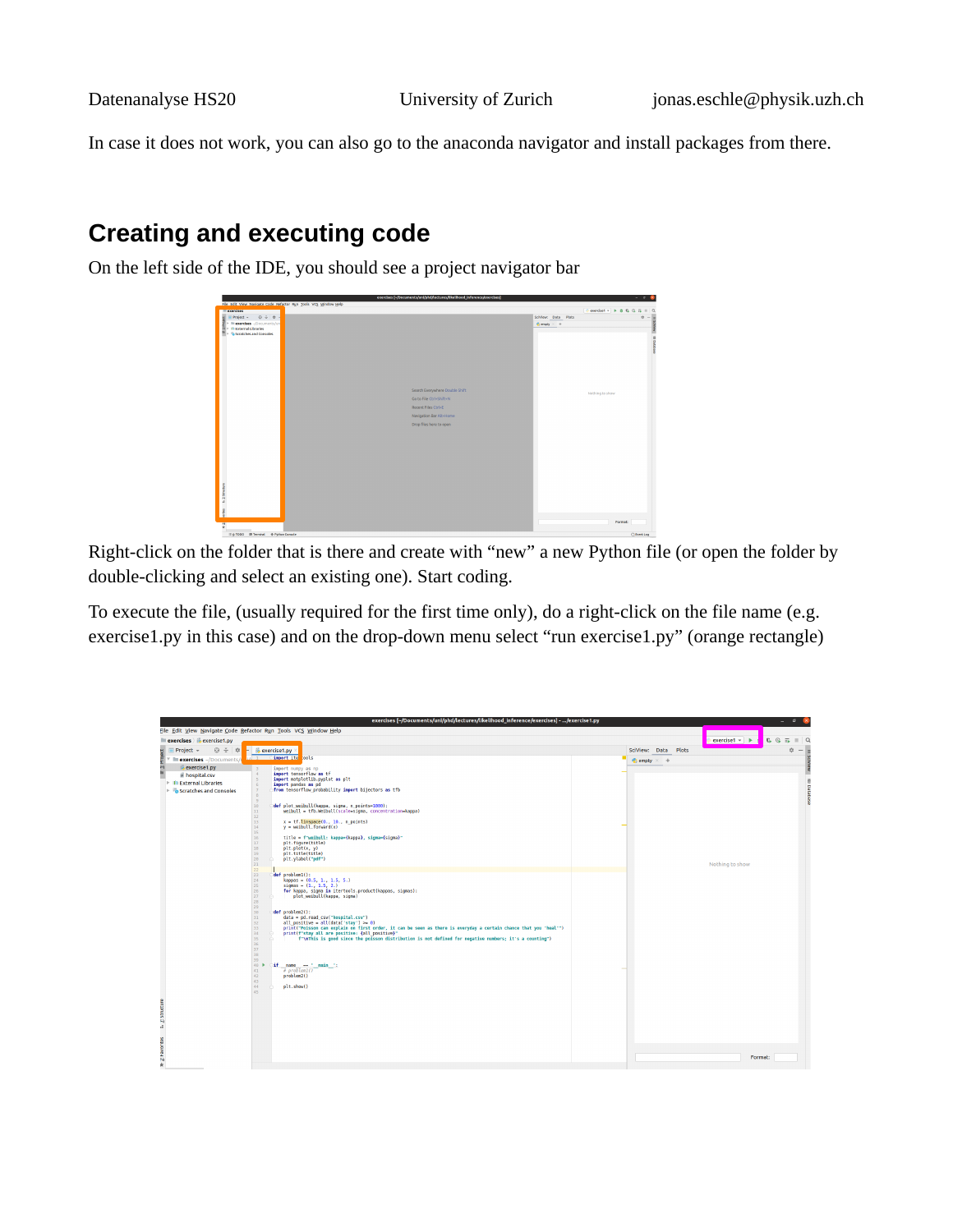In case it does not work, you can also go to the anaconda navigator and install packages from there.

## Creating and executing code

On the left side of the IDE, you should see a project navigator bar

Right-click on the folder that is there and create with "new" a new Python file (or open the folder by double-clicking and select an existing one). Start coding.

To execute the file, (usually required for the first time only), do a right-click on the file name (e.g. exercise1.py in this case) and on the drop-down menu select "run exercise1.py" (orange rectangle)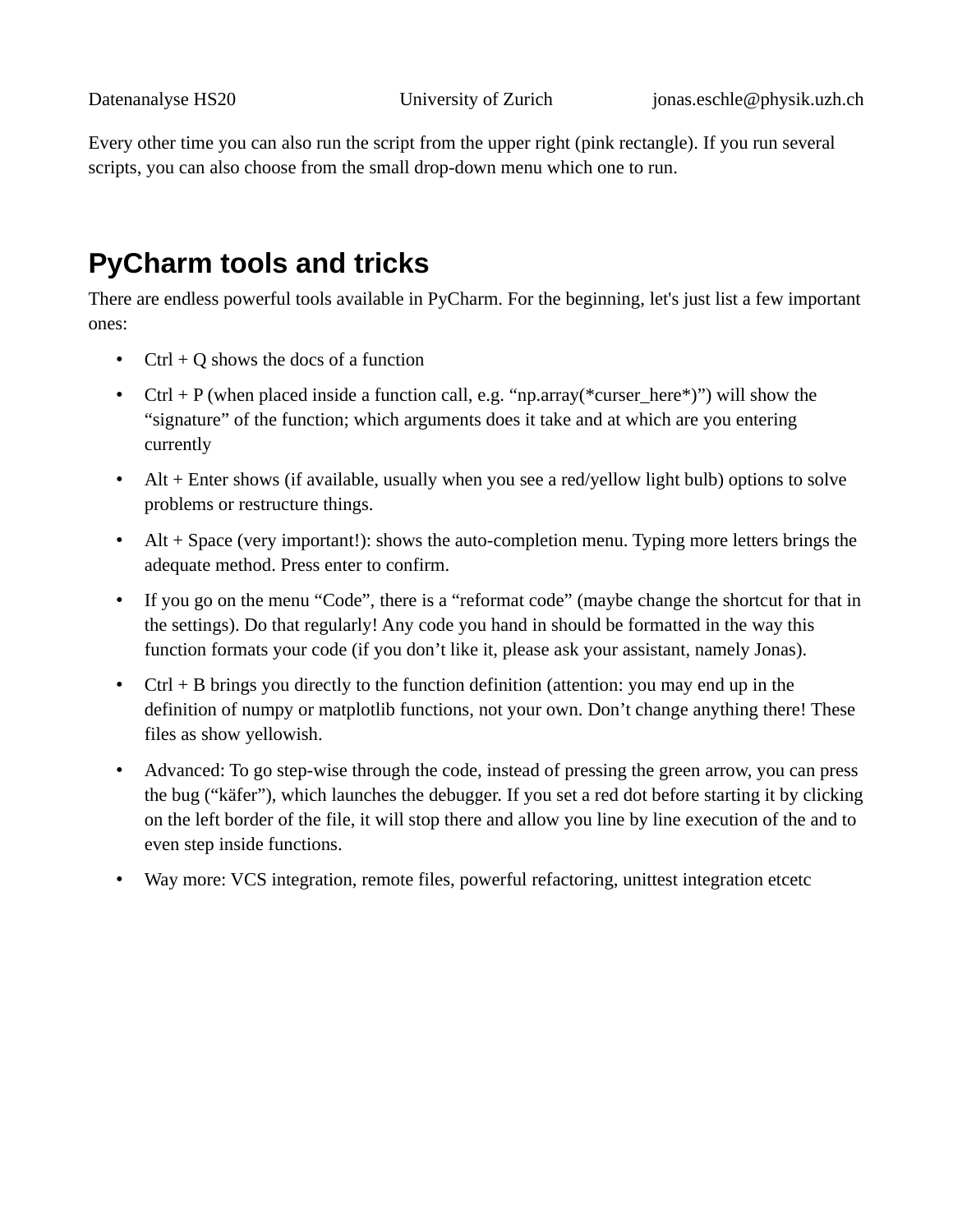Every other time you can also run the script from the upper right (pink rectangle). If you run several scripts, you can also choose from the small drop-down menu which one to run.

## PyCharm tools and tricks

There are endless powerful tools available in PyCharm. For the beginning, let's just list a few important ones:

- Ctrl + Q shows the docs of a function
- Ctrl + P (when placed inside a function call, e.g. “np.array(*curser_here*)”) will show the “signature” of the function; which arguments does it take and at which are you entering currently
- Alt + Enter shows (if available, usually when you see a red/yellow light bulb) options to solve problems or restructure things.
- Alt + Space (very important!): shows the auto-completion menu. Typing more letters brings the adequate method. Press enter to confirm.
- If you go on the menu “Code”, there is a “reformat code” (maybe change the shortcut for that in the settings). Do that regularly! Any code you hand in should be formatted in the way this function formats your code (if you don’t like it, please ask your assistant, namely Jonas).
- Ctrl + B brings you directly to the function definition (attention: you may end up in the definition of numpy or matplotlib functions, not your own. Don’t change anything there! These files as show yellowish.
- Advanced: To go step-wise through the code, instead of pressing the green arrow, you can press the bug (“käfer”), which launches the debugger. If you set a red dot before starting it by clicking on the left border of the file, it will stop there and allow you line by line execution of the and to even step inside functions.
- Way more: VCS integration, remote files, powerful refactoring, unittest integration etcetc